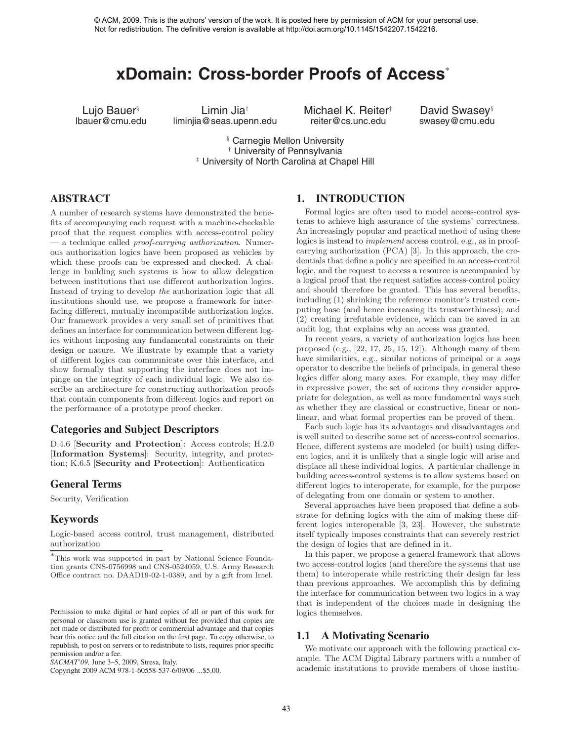© ACM, 2009. This is the authors' version of the work. It is posted here by permission of ACM for your personal use. Not for redistribution. The definitive version is available at http://doi.acm.org/10.1145/1542207.1542216.

# xDomain: Cross-border Proofs of Access*

Lujo Bauer[§]
lbauer@cmu.edu

Limin Jia[†]
liminjia@seas.upenn.edu

Michael K. Reiter[‡]
reiter@cs.unc.edu

David Swasey[§]
swasey@cmu.edu

[§] Carnegie Mellon University
[†] University of Pennsylvania
[‡] University of North Carolina at Chapel Hill

## ABSTRACT

A number of research systems have demonstrated the benefits of accompanying each request with a machine-checkable proof that the request complies with access-control policy — a technique called *proof-carrying authorization*. Numerous authorization logics have been proposed as vehicles by which these proofs can be expressed and checked. A challenge in building such systems is how to allow delegation between institutions that use different authorization logics. Instead of trying to develop *the* authorization logic that all institutions should use, we propose a framework for interfacing different, mutually incompatible authorization logics. Our framework provides a very small set of primitives that defines an interface for communication between different logics without imposing any fundamental constraints on their design or nature. We illustrate by example that a variety of different logics can communicate over this interface, and show formally that supporting the interface does not impinge on the integrity of each individual logic. We also describe an architecture for constructing authorization proofs that contain components from different logics and report on the performance of a prototype proof checker.

### Categories and Subject Descriptors

D.4.6 [**Security and Protection**]: Access controls; H.2.0 [**Information Systems**]: Security, integrity, and protection; K.6.5 [**Security and Protection**]: Authentication

### General Terms

Security, Verification

### Keywords

Logic-based access control, trust management, distributed authorization

*This work was supported in part by National Science Foundation grants CNS-0756998 and CNS-0524059, U.S. Army Research Office contract no. DAAD19-02-1-0389, and by a gift from Intel.

Permission to make digital or hard copies of all or part of this work for personal or classroom use is granted without fee provided that copies are not made or distributed for profit or commercial advantage and that copies bear this notice and the full citation on the first page. To copy otherwise, to republish, to post on servers or to redistribute to lists, requires prior specific permission and/or a fee.
*SACMAT'09,* June 3–5, 2009, Stresa, Italy.
Copyright 2009 ACM 978-1-60558-537-6/09/06 ...$5.00.

## 1. INTRODUCTION

Formal logics are often used to model access-control systems to achieve high assurance of the systems' correctness. An increasingly popular and practical method of using these logics is instead to *implement* access control, e.g., as in proof-carrying authorization (PCA) [3]. In this approach, the credentials that define a policy are specified in an access-control logic, and the request to access a resource is accompanied by a logical proof that the request satisfies access-control policy and should therefore be granted. This has several benefits, including (1) shrinking the reference monitor's trusted computing base (and hence increasing its trustworthiness); and (2) creating irrefutable evidence, which can be saved in an audit log, that explains why an access was granted.

In recent years, a variety of authorization logics has been proposed (e.g., [22, 17, 25, 15, 12]). Although many of them have similarities, e.g., similar notions of principal or a *says* operator to describe the beliefs of principals, in general these logics differ along many axes. For example, they may differ in expressive power, the set of axioms they consider appropriate for delegation, as well as more fundamental ways such as whether they are classical or constructive, linear or non-linear, and what formal properties can be proved of them.

Each such logic has its advantages and disadvantages and is well suited to describe some set of access-control scenarios. Hence, different systems are modeled (or built) using different logics, and it is unlikely that a single logic will arise and displace all these individual logics. A particular challenge in building access-control systems is to allow systems based on different logics to interoperate, for example, for the purpose of delegating from one domain or system to another.

Several approaches have been proposed that define a substrate for defining logics with the aim of making these different logics interoperable [3, 23]. However, the substrate itself typically imposes constraints that can severely restrict the design of logics that are defined in it.

In this paper, we propose a general framework that allows two access-control logics (and therefore the systems that use them) to interoperate while restricting their design far less than previous approaches. We accomplish this by defining the interface for communication between two logics in a way that is independent of the choices made in designing the logics themselves.

### 1.1 A Motivating Scenario

We motivate our approach with the following practical example. The ACM Digital Library partners with a number of academic institutions to provide members of those institu-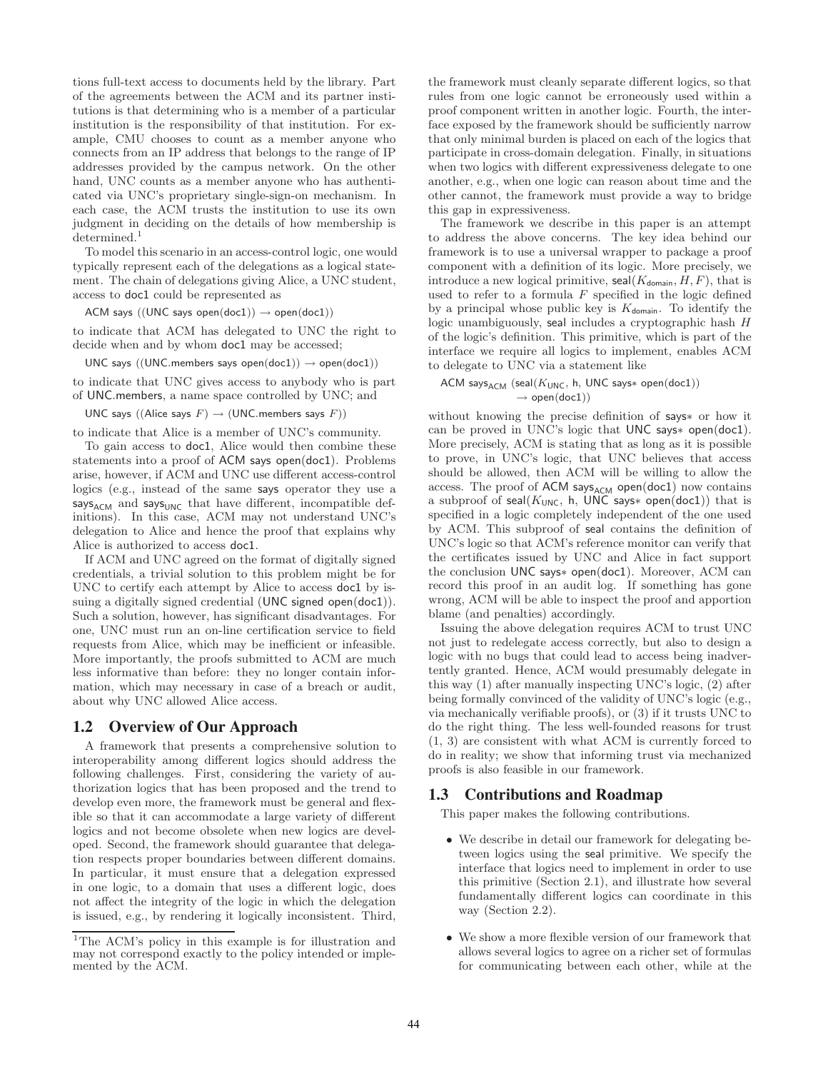tions full-text access to documents held by the library. Part of the agreements between the ACM and its partner institutions is that determining who is a member of a particular institution is the responsibility of that institution. For example, CMU chooses to count as a member anyone who connects from an IP address that belongs to the range of IP addresses provided by the campus network. On the other hand, UNC counts as a member anyone who has authenticated via UNC's proprietary single-sign-on mechanism. In each case, the ACM trusts the institution to use its own judgment in deciding on the details of how membership is determined.[1]

To model this scenario in an access-control logic, one would typically represent each of the delegations as a logical statement. The chain of delegations giving Alice, a UNC student, access to doc1 could be represented as

$$\mathsf{ACM\ says\ ((UNC\ says\ open(doc1))} \rightarrow \mathsf{open(doc1))}$$

to indicate that ACM has delegated to UNC the right to decide when and by whom doc1 may be accessed;

$$\mathsf{UNC\ says\ ((UNC.members\ says\ open(doc1))} \rightarrow \mathsf{open(doc1))}$$

to indicate that UNC gives access to anybody who is part of UNC.members, a name space controlled by UNC; and

$$\mathsf{UNC\ says\ ((Alice\ says\ } F) \rightarrow \mathsf{(UNC.members\ says\ } F))$$

to indicate that Alice is a member of UNC's community.

To gain access to doc1, Alice would then combine these statements into a proof of ACM says open(doc1). Problems arise, however, if ACM and UNC use different access-control logics (e.g., instead of the same says operator they use a $\mathsf{says}_{\mathsf{ACM}}$ and $\mathsf{says}_{\mathsf{UNC}}$ that have different, incompatible definitions). In this case, ACM may not understand UNC's delegation to Alice and hence the proof that explains why Alice is authorized to access doc1.

If ACM and UNC agreed on the format of digitally signed credentials, a trivial solution to this problem might be for UNC to certify each attempt by Alice to access doc1 by issuing a digitally signed credential (UNC signed open(doc1)). Such a solution, however, has significant disadvantages. For one, UNC must run an on-line certification service to field requests from Alice, which may be inefficient or infeasible. More importantly, the proofs submitted to ACM are much less informative than before: they no longer contain information, which may necessary in case of a breach or audit, about why UNC allowed Alice access.

## 1.2 Overview of Our Approach

A framework that presents a comprehensive solution to interoperability among different logics should address the following challenges. First, considering the variety of authorization logics that has been proposed and the trend to develop even more, the framework must be general and flexible so that it can accommodate a large variety of different logics and not become obsolete when new logics are developed. Second, the framework should guarantee that delegation respects proper boundaries between different domains. In particular, it must ensure that a delegation expressed in one logic, to a domain that uses a different logic, does not affect the integrity of the logic in which the delegation is issued, e.g., by rendering it logically inconsistent. Third, the framework must cleanly separate different logics, so that rules from one logic cannot be erroneously used within a proof component written in another logic. Fourth, the interface exposed by the framework should be sufficiently narrow that only minimal burden is placed on each of the logics that participate in cross-domain delegation. Finally, in situations when two logics with different expressiveness delegate to one another, e.g., when one logic can reason about time and the other cannot, the framework must provide a way to bridge this gap in expressiveness.

The framework we describe in this paper is an attempt to address the above concerns. The key idea behind our framework is to use a universal wrapper to package a proof component with a definition of its logic. More precisely, we introduce a new logical primitive, $\mathsf{seal}(K_{\mathsf{domain}}, H, F)$, that is used to refer to a formula $F$ specified in the logic defined by a principal whose public key is $K_{\mathsf{domain}}$. To identify the logic unambiguously, seal includes a cryptographic hash $H$ of the logic's definition. This primitive, which is part of the interface we require all logics to implement, enables ACM to delegate to UNC via a statement like

$$\mathsf{ACM\ says}_{\mathsf{ACM}}\ (\mathsf{seal}(K_{\mathsf{UNC}}, \mathsf{h}, \mathsf{UNC\ says}{*}\ \mathsf{open(doc1)}) \rightarrow \mathsf{open(doc1)})$$

without knowing the precise definition of says∗ or how it can be proved in UNC's logic that UNC says∗ open(doc1). More precisely, ACM is stating that as long as it is possible to prove, in UNC's logic, that UNC believes that access should be allowed, then ACM will be willing to allow the access. The proof of $\mathsf{ACM\ says}_{\mathsf{ACM}}\ \mathsf{open(doc1)}$ now contains a subproof of $\mathsf{seal}(K_{\mathsf{UNC}}, \mathsf{h}, \mathsf{UNC\ says}{*}\ \mathsf{open(doc1)})$ that is specified in a logic completely independent of the one used by ACM. This subproof of seal contains the definition of UNC's logic so that ACM's reference monitor can verify that the certificates issued by UNC and Alice in fact support the conclusion UNC says∗ open(doc1). Moreover, ACM can record this proof in an audit log. If something has gone wrong, ACM will be able to inspect the proof and apportion blame (and penalties) accordingly.

Issuing the above delegation requires ACM to trust UNC not just to redelegate access correctly, but also to design a logic with no bugs that could lead to access being inadvertently granted. Hence, ACM would presumably delegate in this way (1) after manually inspecting UNC's logic, (2) after being formally convinced of the validity of UNC's logic (e.g., via mechanically verifiable proofs), or (3) if it trusts UNC to do the right thing. The less well-founded reasons for trust (1, 3) are consistent with what ACM is currently forced to do in reality; we show that informing trust via mechanized proofs is also feasible in our framework.

## 1.3 Contributions and Roadmap

This paper makes the following contributions.

- We describe in detail our framework for delegating between logics using the seal primitive. We specify the interface that logics need to implement in order to use this primitive (Section 2.1), and illustrate how several fundamentally different logics can coordinate in this way (Section 2.2).
- We show a more flexible version of our framework that allows several logics to agree on a richer set of formulas for communicating between each other, while at the

[1] The ACM's policy in this example is for illustration and may not correspond exactly to the policy intended or implemented by the ACM.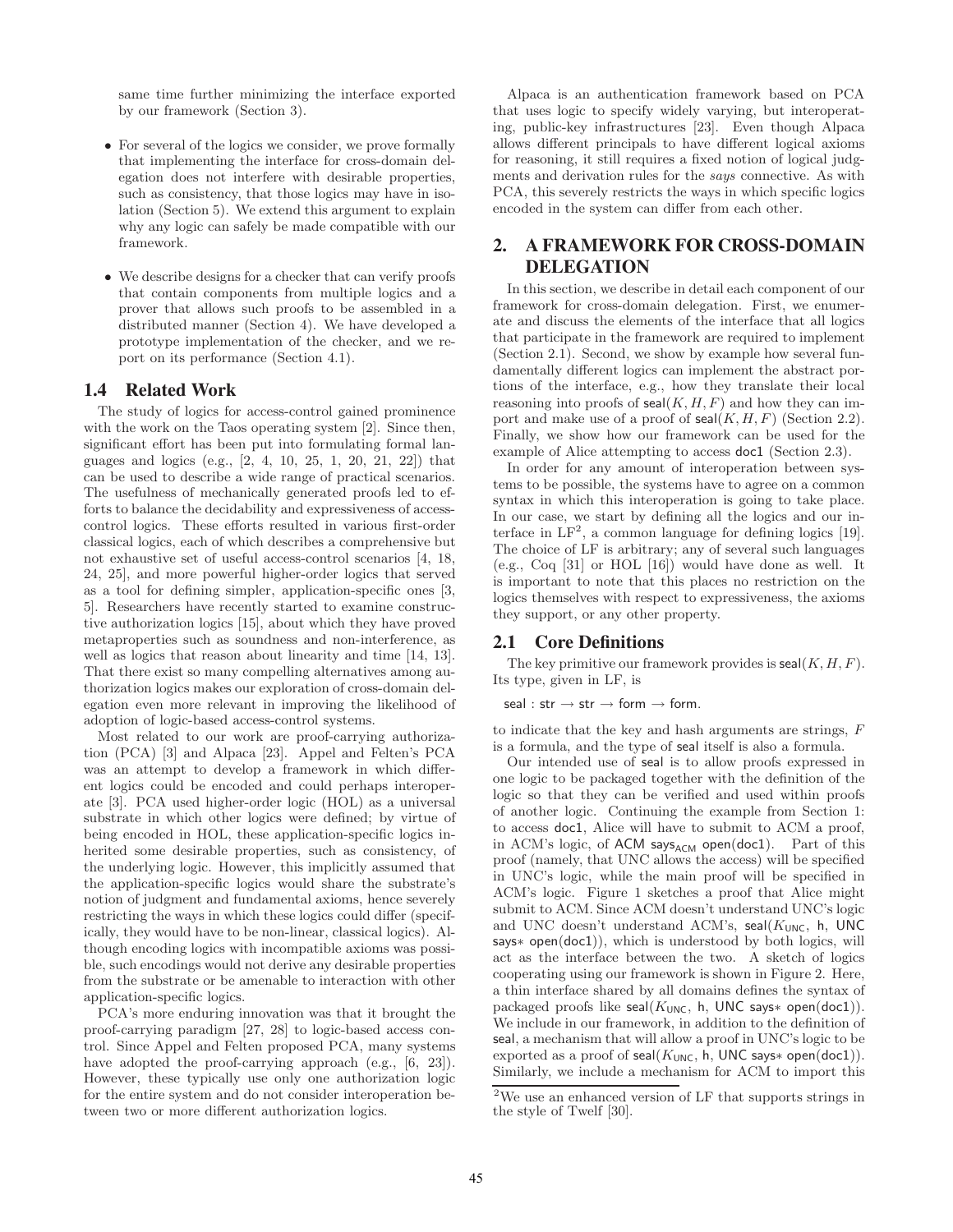same time further minimizing the interface exported by our framework (Section 3).

- For several of the logics we consider, we prove formally that implementing the interface for cross-domain delegation does not interfere with desirable properties, such as consistency, that those logics may have in isolation (Section 5). We extend this argument to explain why any logic can safely be made compatible with our framework.
- We describe designs for a checker that can verify proofs that contain components from multiple logics and a prover that allows such proofs to be assembled in a distributed manner (Section 4). We have developed a prototype implementation of the checker, and we report on its performance (Section 4.1).

## 1.4 Related Work

The study of logics for access-control gained prominence with the work on the Taos operating system [2]. Since then, significant effort has been put into formulating formal languages and logics (e.g., [2, 4, 10, 25, 1, 20, 21, 22]) that can be used to describe a wide range of practical scenarios. The usefulness of mechanically generated proofs led to efforts to balance the decidability and expressiveness of access-control logics. These efforts resulted in various first-order classical logics, each of which describes a comprehensive but not exhaustive set of useful access-control scenarios [4, 18, 24, 25], and more powerful higher-order logics that served as a tool for defining simpler, application-specific ones [3, 5]. Researchers have recently started to examine constructive authorization logics [15], about which they have proved metaproperties such as soundness and non-interference, as well as logics that reason about linearity and time [14, 13]. That there exist so many compelling alternatives among authorization logics makes our exploration of cross-domain delegation even more relevant in improving the likelihood of adoption of logic-based access-control systems.

Most related to our work are proof-carrying authorization (PCA) [3] and Alpaca [23]. Appel and Felten's PCA was an attempt to develop a framework in which different logics could be encoded and could perhaps interoperate [3]. PCA used higher-order logic (HOL) as a universal substrate in which other logics were defined; by virtue of being encoded in HOL, these application-specific logics inherited some desirable properties, such as consistency, of the underlying logic. However, this implicitly assumed that the application-specific logics would share the substrate's notion of judgment and fundamental axioms, hence severely restricting the ways in which these logics could differ (specifically, they would have to be non-linear, classical logics). Although encoding logics with incompatible axioms was possible, such encodings would not derive any desirable properties from the substrate or be amenable to interaction with other application-specific logics.

PCA's more enduring innovation was that it brought the proof-carrying paradigm [27, 28] to logic-based access control. Since Appel and Felten proposed PCA, many systems have adopted the proof-carrying approach (e.g., [6, 23]). However, these typically use only one authorization logic for the entire system and do not consider interoperation between two or more different authorization logics.

Alpaca is an authentication framework based on PCA that uses logic to specify widely varying, but interoperating, public-key infrastructures [23]. Even though Alpaca allows different principals to have different logical axioms for reasoning, it still requires a fixed notion of logical judgments and derivation rules for the *says* connective. As with PCA, this severely restricts the ways in which specific logics encoded in the system can differ from each other.

# 2. A FRAMEWORK FOR CROSS-DOMAIN DELEGATION

In this section, we describe in detail each component of our framework for cross-domain delegation. First, we enumerate and discuss the elements of the interface that all logics that participate in the framework are required to implement (Section 2.1). Second, we show by example how several fundamentally different logics can implement the abstract portions of the interface, e.g., how they translate their local reasoning into proofs of $\mathsf{seal}(K, H, F)$ and how they can import and make use of a proof of $\mathsf{seal}(K, H, F)$ (Section 2.2). Finally, we show how our framework can be used for the example of Alice attempting to access doc1 (Section 2.3).

In order for any amount of interoperation between systems to be possible, the systems have to agree on a common syntax in which this interoperation is going to take place. In our case, we start by defining all the logics and our interface in LF[2], a common language for defining logics [19]. The choice of LF is arbitrary; any of several such languages (e.g., Coq [31] or HOL [16]) would have done as well. It is important to note that this places no restriction on the logics themselves with respect to expressiveness, the axioms they support, or any other property.

## 2.1 Core Definitions

The key primitive our framework provides is $\mathsf{seal}(K, H, F)$. Its type, given in LF, is

$\mathsf{seal} : \mathsf{str} \rightarrow \mathsf{str} \rightarrow \mathsf{form} \rightarrow \mathsf{form}.$

to indicate that the key and hash arguments are strings, $F$ is a formula, and the type of seal itself is also a formula.

Our intended use of seal is to allow proofs expressed in one logic to be packaged together with the definition of the logic so that they can be verified and used within proofs of another logic. Continuing the example from Section 1: to access doc1, Alice will have to submit to ACM a proof, in ACM's logic, of ACM $\mathsf{says}_{\mathsf{ACM}}$ open(doc1). Part of this proof (namely, that UNC allows the access) will be specified in UNC's logic, while the main proof will be specified in ACM's logic. Figure 1 sketches a proof that Alice might submit to ACM. Since ACM doesn't understand UNC's logic and UNC doesn't understand ACM's, $\mathsf{seal}(K_{\mathsf{UNC}}$, h, UNC says∗ open(doc1)), which is understood by both logics, will act as the interface between the two. A sketch of logics cooperating using our framework is shown in Figure 2. Here, a thin interface shared by all domains defines the syntax of packaged proofs like $\mathsf{seal}(K_{\mathsf{UNC}}$, h, UNC says∗ open(doc1)). We include in our framework, in addition to the definition of seal, a mechanism that will allow a proof in UNC's logic to be exported as a proof of $\mathsf{seal}(K_{\mathsf{UNC}}$, h, UNC says∗ open(doc1)). Similarly, we include a mechanism for ACM to import this

[2] We use an enhanced version of LF that supports strings in the style of Twelf [30].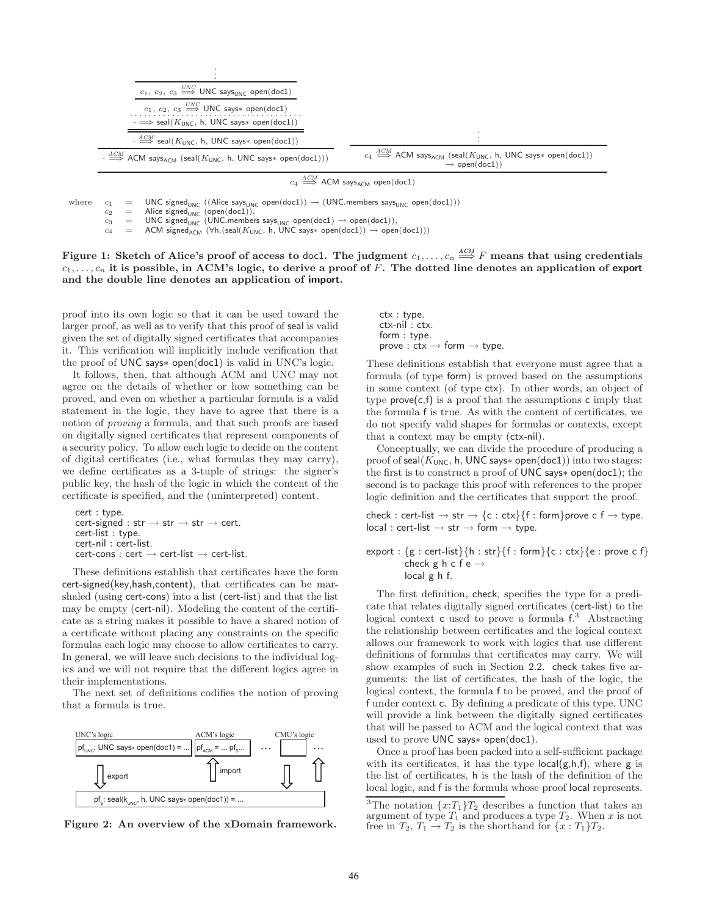$$
\dfrac{\dfrac{\dfrac{\dfrac{\vdots}{c_1,\ c_2,\ c_3 \overset{UNC}{\Longrightarrow} \text{UNC says}_{\text{UNC}}\ \text{open(doc1)}}}{\dfrac{c_1,\ c_2,\ c_3 \overset{UNC}{\Longrightarrow} \text{UNC says}*\ \text{open(doc1)}}{\cdot \Longrightarrow \text{seal}(K_{\text{UNC}},\ \text{h},\ \text{UNC says}*\ \text{open(doc1)})}}}{\cdot \overset{ACM}{\Longrightarrow} \text{seal}(K_{\text{UNC}},\ \text{h},\ \text{UNC says}*\ \text{open(doc1)})}}{\cdot \overset{ACM}{\Longrightarrow} \text{ACM says}_{\text{ACM}}\ (\text{seal}(K_{\text{UNC}},\ \text{h},\ \text{UNC says}*\ \text{open(doc1)}))}
\qquad
\dfrac{\vdots}{c_4 \overset{ACM}{\Longrightarrow} \text{ACM says}_{\text{ACM}}\ (\text{seal}(K_{\text{UNC}},\ \text{h},\ \text{UNC says}*\ \text{open(doc1)}) \rightarrow \text{open(doc1)})}
$$

$$
c_4 \overset{ACM}{\Longrightarrow} \text{ACM says}_{\text{ACM}}\ \text{open(doc1)}
$$

where
$c_1$ = UNC signed$_{\text{UNC}}$ ((Alice says$_{\text{UNC}}$ open(doc1)) → (UNC.members says$_{\text{UNC}}$ open(doc1)))
$c_2$ = Alice signed$_{\text{UNC}}$ (open(doc1)),
$c_3$ = UNC signed$_{\text{UNC}}$ (UNC.members says$_{\text{UNC}}$ open(doc1) → open(doc1)),
$c_4$ = ACM signed$_{\text{ACM}}$ (∀h.(seal($K_{\text{UNC}}$, h, UNC says∗ open(doc1)) → open(doc1)))

**Figure 1: Sketch of Alice's proof of access to doc1. The judgment $c_1, \ldots, c_n \overset{ACM}{\Longrightarrow} F$ means that using credentials $c_1, \ldots, c_n$ it is possible, in ACM's logic, to derive a proof of $F$. The dotted line denotes an application of export and the double line denotes an application of import.**

proof into its own logic so that it can be used toward the larger proof, as well as to verify that this proof of seal is valid given the set of digitally signed certificates that accompanies it. This verification will implicitly include verification that the proof of UNC says∗ open(doc1) is valid in UNC's logic.

It follows, then, that although ACM and UNC may not agree on the details of whether or how something can be proved, and even on whether a particular formula is a valid statement in the logic, they have to agree that there is a notion of *proving* a formula, and that such proofs are based on digitally signed certificates that represent components of a security policy. To allow each logic to decide on the content of digital certificates (i.e., what formulas they may carry), we define certificates as a 3-tuple of strings: the signer's public key, the hash of the logic in which the content of the certificate is specified, and the (uninterpreted) content.

```
cert : type.
cert-signed : str → str → str → cert.
cert-list : type.
cert-nil : cert-list.
cert-cons : cert → cert-list → cert-list.
```

These definitions establish that certificates have the form cert-signed(key,hash,content), that certificates can be marshaled (using cert-cons) into a list (cert-list) and that the list may be empty (cert-nil). Modeling the content of the certificate as a string makes it possible to have a shared notion of a certificate without placing any constraints on the specific formulas each logic may choose to allow certificates to carry. In general, we will leave such decisions to the individual logics and we will not require that the different logics agree in their implementations.

The next set of definitions codifies the notion of proving that a formula is true.

UNC's logic | ACM's logic | CMU's logic
pf$_{\text{UNC}}$: UNC says∗ open(doc1) = ... | pf$_{\text{ACM}}$ = ... pf$_s$... | ...
export | import
pf$_s$: seal(k$_{\text{UNC}}$, h, UNC says∗ open(doc1)) = ...

**Figure 2: An overview of the xDomain framework.**

```
ctx : type.
ctx-nil : ctx.
form : type.
prove : ctx → form → type.
```

These definitions establish that everyone must agree that a formula (of type form) is proved based on the assumptions in some context (of type ctx). In other words, an object of type prove(c,f) is a proof that the assumptions c imply that the formula f is true. As with the content of certificates, we do not specify valid shapes for formulas or contexts, except that a context may be empty (ctx-nil).

Conceptually, we can divide the procedure of producing a proof of seal($K_{\text{UNC}}$, h, UNC says∗ open(doc1)) into two stages: the first is to construct a proof of UNC says∗ open(doc1); the second is to package this proof with references to the proper logic definition and the certificates that support the proof.

```
check : cert-list → str → {c : ctx}{f : form}prove c f → type.
local : cert-list → str → form → type.

export : {g : cert-list}{h : str}{f : form}{c : ctx}{e : prove c f}
         check g h c f e →
         local g h f.
```

The first definition, check, specifies the type for a predicate that relates digitally signed certificates (cert-list) to the logical context c used to prove a formula f.[3] Abstracting the relationship between certificates and the logical context allows our framework to work with logics that use different definitions of formulas that certificates may carry. We will show examples of such in Section 2.2. check takes five arguments: the list of certificates, the hash of the logic, the logical context, the formula f to be proved, and the proof of f under context c. By defining a predicate of this type, UNC will provide a link between the digitally signed certificates that will be passed to ACM and the logical context that was used to prove UNC says∗ open(doc1).

Once a proof has been packed into a self-sufficient package with its certificates, it has the type local(g,h,f), where g is the list of certificates, h is the hash of the definition of the local logic, and f is the formula whose proof local represents.

[3]The notation $\{x{:}T_1\}T_2$ describes a function that takes an argument of type $T_1$ and produces a type $T_2$. When $x$ is not free in $T_2$, $T_1 \rightarrow T_2$ is the shorthand for $\{x : T_1\}T_2$.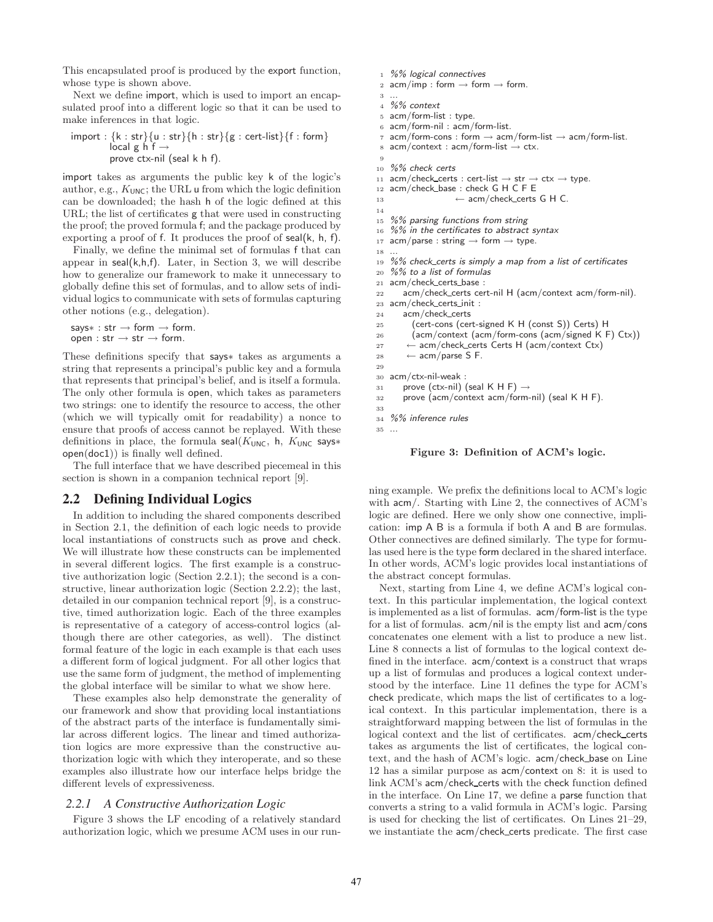This encapsulated proof is produced by the export function, whose type is shown above.

Next we define import, which is used to import an encapsulated proof into a different logic so that it can be used to make inferences in that logic.

```
import : {k : str}{u : str}{h : str}{g : cert-list}{f : form}
         local g h f →
         prove ctx-nil (seal k h f).
```

import takes as arguments the public key k of the logic's author, e.g., $K_{\mathsf{UNC}}$; the URL u from which the logic definition can be downloaded; the hash h of the logic defined at this URL; the list of certificates g that were used in constructing the proof; the proved formula f; and the package produced by exporting a proof of f. It produces the proof of seal(k, h, f).

Finally, we define the minimal set of formulas f that can appear in seal(k,h,f). Later, in Section 3, we will describe how to generalize our framework to make it unnecessary to globally define this set of formulas, and to allow sets of individual logics to communicate with sets of formulas capturing other notions (e.g., delegation).

```
says∗ : str → form → form.
open : str → str → form.
```

These definitions specify that says∗ takes as arguments a string that represents a principal's public key and a formula that represents that principal's belief, and is itself a formula. The only other formula is open, which takes as parameters two strings: one to identify the resource to access, the other (which we will typically omit for readability) a nonce to ensure that proofs of access cannot be replayed. With these definitions in place, the formula seal($K_{\mathsf{UNC}}$, h, $K_{\mathsf{UNC}}$ says∗ open(doc1)) is finally well defined.

The full interface that we have described piecemeal in this section is shown in a companion technical report [9].

## 2.2 Defining Individual Logics

In addition to including the shared components described in Section 2.1, the definition of each logic needs to provide local instantiations of constructs such as prove and check. We will illustrate how these constructs can be implemented in several different logics. The first example is a constructive authorization logic (Section 2.2.1); the second is a constructive, linear authorization logic (Section 2.2.2); the last, detailed in our companion technical report [9], is a constructive, timed authorization logic. Each of the three examples is representative of a category of access-control logics (although there are other categories, as well). The distinct formal feature of the logic in each example is that each uses a different form of logical judgment. For all other logics that use the same form of judgment, the method of implementing the global interface will be similar to what we show here.

These examples also help demonstrate the generality of our framework and show that providing local instantiations of the abstract parts of the interface is fundamentally similar across different logics. The linear and timed authorization logics are more expressive than the constructive authorization logic with which they interoperate, and so these examples also illustrate how our interface helps bridge the different levels of expressiveness.

### 2.2.1 A Constructive Authorization Logic

Figure 3 shows the LF encoding of a relatively standard authorization logic, which we presume ACM uses in our running example. We prefix the definitions local to ACM's logic with acm/. Starting with Line 2, the connectives of ACM's logic are defined. Here we only show one connective, implication: imp A B is a formula if both A and B are formulas. Other connectives are defined similarly. The type for formulas used here is the type form declared in the shared interface. In other words, ACM's logic provides local instantiations of the abstract concept formulas.

```
1  %% logical connectives
2  acm/imp : form → form → form.
3  ...
4  %% context
5  acm/form-list : type.
6  acm/form-nil : acm/form-list.
7  acm/form-cons : form → acm/form-list → acm/form-list.
8  acm/context : acm/form-list → ctx.
9
10 %% check certs
11 acm/check_certs : cert-list → str → ctx → type.
12 acm/check_base : check G H C F E
13                   ← acm/check_certs G H C.
14
15 %% parsing functions from string
16 %% in the certificates to abstract syntax
17 acm/parse : string → form → type.
18 ...
19 %% check_certs is simply a map from a list of certificates
20 %% to a list of formulas
21 acm/check_certs_base :
22     acm/check_certs cert-nil H (acm/context acm/form-nil).
23 acm/check_certs_init :
24     acm/check_certs
25       (cert-cons (cert-signed K H (const S)) Certs) H
26       (acm/context (acm/form-cons (acm/signed K F) Ctx))
27     ← acm/check_certs Certs H (acm/context Ctx)
28     ← acm/parse S F.
29
30 acm/ctx-nil-weak :
31     prove (ctx-nil) (seal K H F) →
32     prove (acm/context acm/form-nil) (seal K H F).
33
34 %% inference rules
35 ...
```

**Figure 3: Definition of ACM's logic.**

Next, starting from Line 4, we define ACM's logical context. In this particular implementation, the logical context is implemented as a list of formulas. acm/form-list is the type for a list of formulas. acm/nil is the empty list and acm/cons concatenates one element with a list to produce a new list. Line 8 connects a list of formulas to the logical context defined in the interface. acm/context is a construct that wraps up a list of formulas and produces a logical context understood by the interface. Line 11 defines the type for ACM's check predicate, which maps the list of certificates to a logical context. In this particular implementation, there is a straightforward mapping between the list of formulas in the logical context and the list of certificates. acm/check_certs takes as arguments the list of certificates, the logical context, and the hash of ACM's logic. acm/check_base on Line 12 has a similar purpose as acm/context on 8: it is used to link ACM's acm/check_certs with the check function defined in the interface. On Line 17, we define a parse function that converts a string to a valid formula in ACM's logic. Parsing is used for checking the list of certificates. On Lines 21–29, we instantiate the acm/check_certs predicate. The first case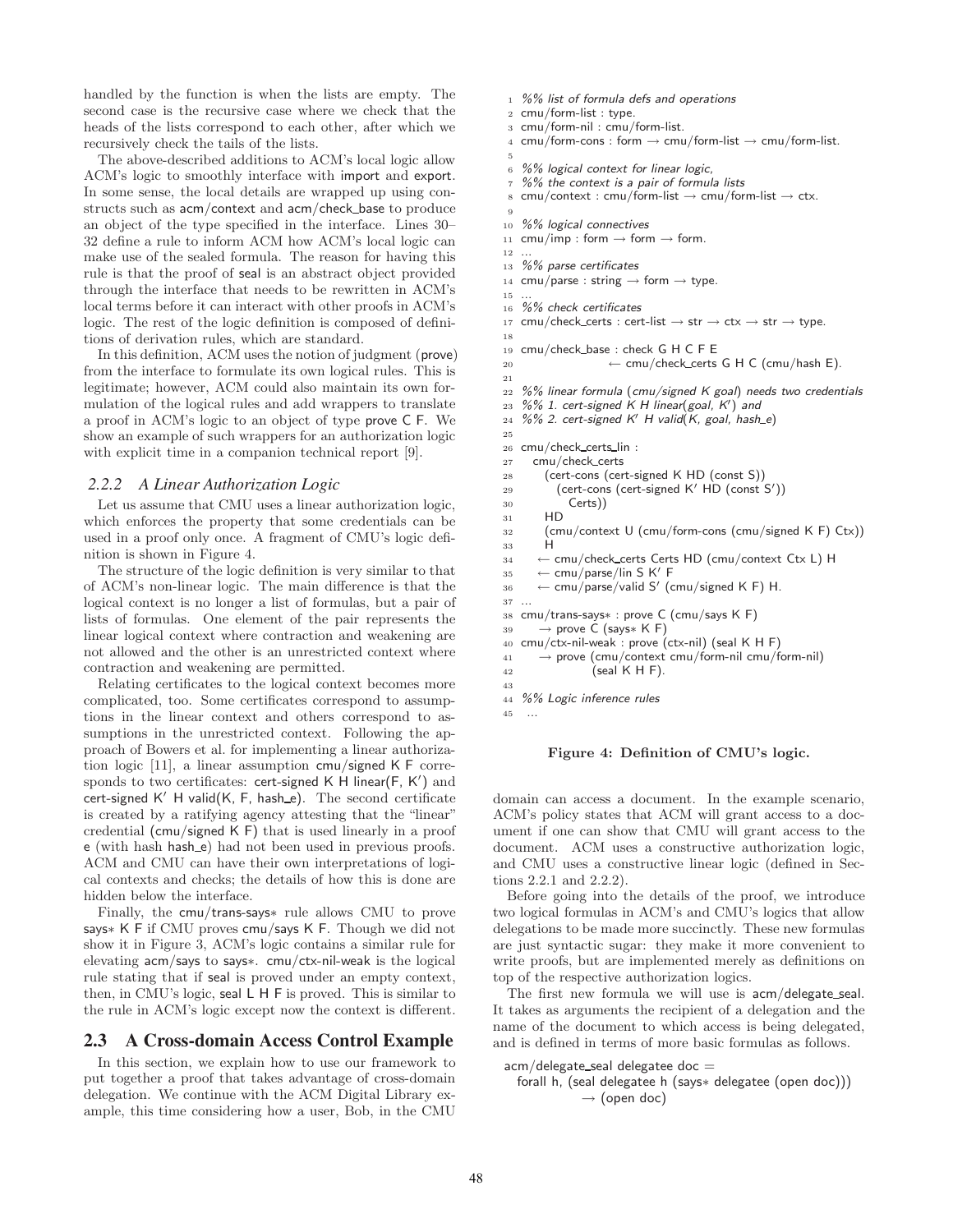handled by the function is when the lists are empty. The second case is the recursive case where we check that the heads of the lists correspond to each other, after which we recursively check the tails of the lists.

The above-described additions to ACM's local logic allow ACM's logic to smoothly interface with import and export. In some sense, the local details are wrapped up using constructs such as acm/context and acm/check_base to produce an object of the type specified in the interface. Lines 30–32 define a rule to inform ACM how ACM's local logic can make use of the sealed formula. The reason for having this rule is that the proof of seal is an abstract object provided through the interface that needs to be rewritten in ACM's local terms before it can interact with other proofs in ACM's logic. The rest of the logic definition is composed of definitions of derivation rules, which are standard.

In this definition, ACM uses the notion of judgment (prove) from the interface to formulate its own logical rules. This is legitimate; however, ACM could also maintain its own formulation of the logical rules and add wrappers to translate a proof in ACM's logic to an object of type prove C F. We show an example of such wrappers for an authorization logic with explicit time in a companion technical report [9].

### 2.2.2 A Linear Authorization Logic

Let us assume that CMU uses a linear authorization logic, which enforces the property that some credentials can be used in a proof only once. A fragment of CMU's logic definition is shown in Figure 4.

The structure of the logic definition is very similar to that of ACM's non-linear logic. The main difference is that the logical context is no longer a list of formulas, but a pair of lists of formulas. One element of the pair represents the linear logical context where contraction and weakening are not allowed and the other is an unrestricted context where contraction and weakening are permitted.

Relating certificates to the logical context becomes more complicated, too. Some certificates correspond to assumptions in the linear context and others correspond to assumptions in the unrestricted context. Following the approach of Bowers et al. for implementing a linear authorization logic [11], a linear assumption cmu/signed K F corresponds to two certificates: cert-signed K H linear(F, K′) and cert-signed K′ H valid(K, F, hash_e). The second certificate is created by a ratifying agency attesting that the "linear" credential (cmu/signed K F) that is used linearly in a proof e (with hash hash_e) had not been used in previous proofs. ACM and CMU can have their own interpretations of logical contexts and checks; the details of how this is done are hidden below the interface.

Finally, the cmu/trans-says∗ rule allows CMU to prove says∗ K F if CMU proves cmu/says K F. Though we did not show it in Figure 3, ACM's logic contains a similar rule for elevating acm/says to says∗. cmu/ctx-nil-weak is the logical rule stating that if seal is proved under an empty context, then, in CMU's logic, seal L H F is proved. This is similar to the rule in ACM's logic except now the context is different.

```
1  %% list of formula defs and operations
2  cmu/form-list : type.
3  cmu/form-nil : cmu/form-list.
4  cmu/form-cons : form → cmu/form-list → cmu/form-list.
5
6  %% logical context for linear logic,
7  %% the context is a pair of formula lists
8  cmu/context : cmu/form-list → cmu/form-list → ctx.
9
10 %% logical connectives
11 cmu/imp : form → form → form.
12 ...
13 %% parse certificates
14 cmu/parse : string → form → type.
15 ...
16 %% check certificates
17 cmu/check_certs : cert-list → str → ctx → str → type.
18
19 cmu/check_base : check G H C F E
20                  ← cmu/check_certs G H C (cmu/hash E).
21
22 %% linear formula (cmu/signed K goal) needs two credentials
23 %% 1. cert-signed K H linear(goal, K′) and
24 %% 2. cert-signed K′ H valid(K, goal, hash_e)
25
26 cmu/check_certs_lin :
27   cmu/check_certs
28     (cert-cons (cert-signed K HD (const S))
29       (cert-cons (cert-signed K′ HD (const S′))
30         Certs))
31     HD
32     (cmu/context U (cmu/form-cons (cmu/signed K F) Ctx))
33     H
34   ← cmu/check_certs Certs HD (cmu/context Ctx L) H
35   ← cmu/parse/lin S K′ F
36   ← cmu/parse/valid S′ (cmu/signed K F) H.
37 ...
38 cmu/trans-says∗ : prove C (cmu/says K F)
39    → prove C (says∗ K F)
40 cmu/ctx-nil-weak : prove (ctx-nil) (seal K H F)
41    → prove (cmu/context cmu/form-nil cmu/form-nil)
42             (seal K H F).
43
44 %% Logic inference rules
45  ...
```

**Figure 4: Definition of CMU's logic.**

## 2.3 A Cross-domain Access Control Example

In this section, we explain how to use our framework to put together a proof that takes advantage of cross-domain delegation. We continue with the ACM Digital Library example, this time considering how a user, Bob, in the CMU domain can access a document. In the example scenario, ACM's policy states that ACM will grant access to a document if one can show that CMU will grant access to the document. ACM uses a constructive authorization logic, and CMU uses a constructive linear logic (defined in Sections 2.2.1 and 2.2.2).

Before going into the details of the proof, we introduce two logical formulas in ACM's and CMU's logics that allow delegations to be made more succinctly. These new formulas are just syntactic sugar: they make it more convenient to write proofs, but are implemented merely as definitions on top of the respective authorization logics.

The first new formula we will use is acm/delegate_seal. It takes as arguments the recipient of a delegation and the name of the document to which access is being delegated, and is defined in terms of more basic formulas as follows.

```
acm/delegate_seal delegatee doc =
  forall h, (seal delegatee h (says∗ delegatee (open doc)))
            → (open doc)
```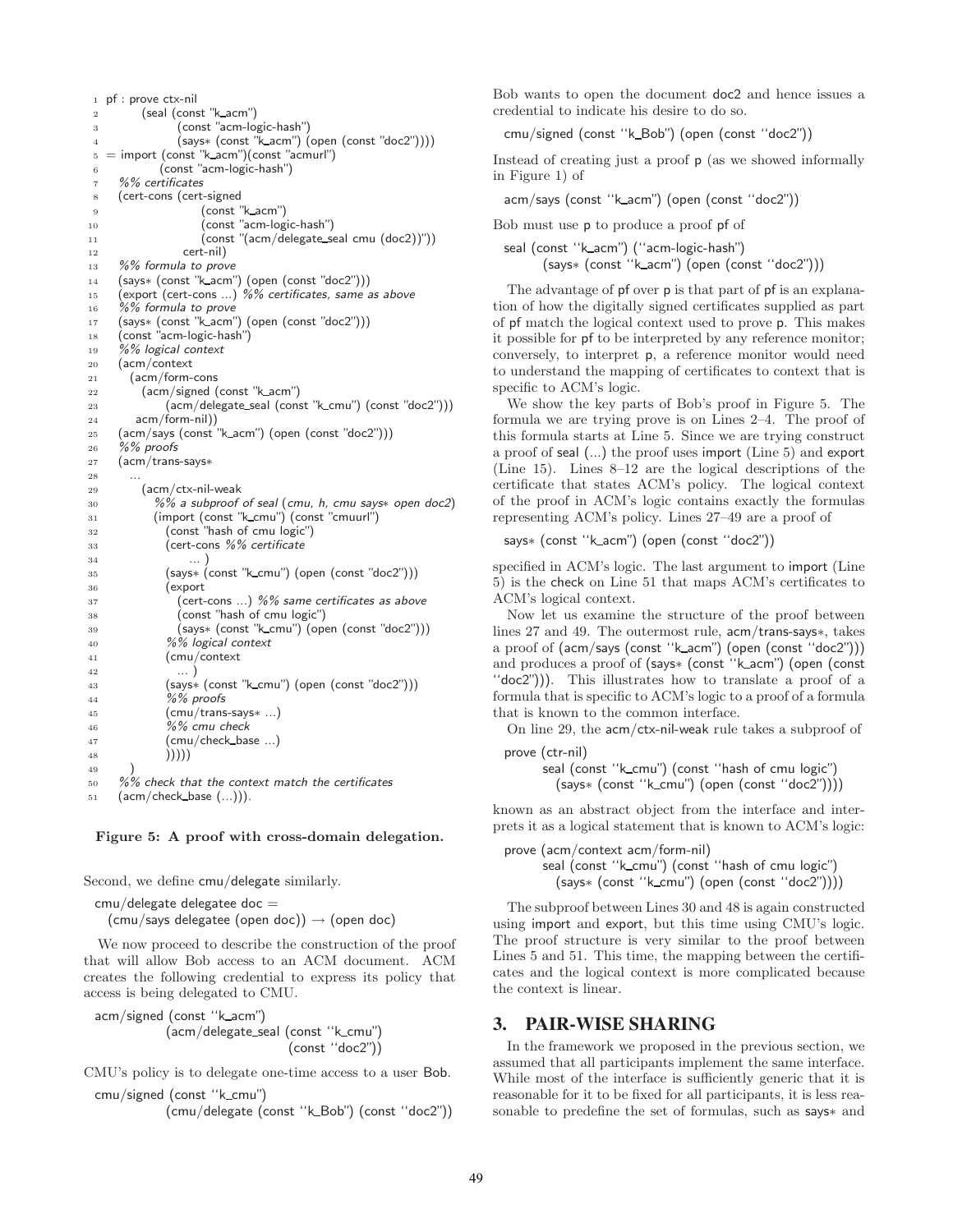```
1  pf : prove ctx-nil
2        (seal (const "k_acm")
3              (const "acm-logic-hash")
4              (says∗ (const "k_acm") (open (const "doc2"))))
5  = import (const "k_acm")(const "acmurl")
6           (const "acm-logic-hash")
7    %% certificates
8    (cert-cons (cert-signed
9                  (const "k_acm")
10                 (const "acm-logic-hash")
11                 (const "(acm/delegate_seal cmu (doc2))"))
12               cert-nil)
13   %% formula to prove
14   (says∗ (const "k_acm") (open (const "doc2")))
15   (export (cert-cons ...) %% certificates, same as above
16   %% formula to prove
17   (says∗ (const "k_acm") (open (const "doc2")))
18   (const "acm-logic-hash")
19   %% logical context
20   (acm/context
21     (acm/form-cons
22       (acm/signed (const "k_acm")
23            (acm/delegate_seal (const "k_cmu") (const "doc2")))
24       acm/form-nil))
25   (acm/says (const "k_acm") (open (const "doc2")))
26   %% proofs
27   (acm/trans-says∗
28     ...
29       (acm/ctx-nil-weak
30         %% a subproof of seal (cmu, h, cmu says∗ open doc2)
31         (import (const "k_cmu") (const "cmuurl")
32           (const "hash of cmu logic")
33           (cert-cons %% certificate
34                ... )
35           (says∗ (const "k_cmu") (open (const "doc2")))
36           (export
37             (cert-cons ...) %% same certificates as above
38             (const "hash of cmu logic")
39             (says∗ (const "k_cmu") (open (const "doc2")))
40           %% logical context
41           (cmu/context
42             ... )
43           (says∗ (const "k_cmu") (open (const "doc2")))
44           %% proofs
45           (cmu/trans-says∗ ...)
46           %% cmu check
47           (cmu/check_base ...)
48           )))))
49     )
50   %% check that the context match the certificates
51   (acm/check_base (...))).
```

**Figure 5: A proof with cross-domain delegation.**

Second, we define cmu/delegate similarly.

cmu/delegate delegatee doc =
  (cmu/says delegatee (open doc)) → (open doc)

We now proceed to describe the construction of the proof that will allow Bob access to an ACM document. ACM creates the following credential to express its policy that access is being delegated to CMU.

acm/signed (const "k_acm")
  (acm/delegate_seal (const "k_cmu")
    (const "doc2"))

CMU's policy is to delegate one-time access to a user Bob.

cmu/signed (const "k_cmu")
  (cmu/delegate (const "k_Bob") (const "doc2"))

Bob wants to open the document doc2 and hence issues a credential to indicate his desire to do so.

cmu/signed (const "k_Bob") (open (const "doc2"))

Instead of creating just a proof p (as we showed informally in Figure 1) of

acm/says (const "k_acm") (open (const "doc2"))

Bob must use p to produce a proof pf of

seal (const "k_acm") ("acm-logic-hash")
  (says∗ (const "k_acm") (open (const "doc2")))

The advantage of pf over p is that part of pf is an explanation of how the digitally signed certificates supplied as part of pf match the logical context used to prove p. This makes it possible for pf to be interpreted by any reference monitor; conversely, to interpret p, a reference monitor would need to understand the mapping of certificates to context that is specific to ACM's logic.

We show the key parts of Bob's proof in Figure 5. The formula we are trying prove is on Lines 2–4. The proof of this formula starts at Line 5. Since we are trying construct a proof of seal (...) the proof uses import (Line 5) and export (Line 15). Lines 8–12 are the logical descriptions of the certificate that states ACM's policy. The logical context of the proof in ACM's logic contains exactly the formulas representing ACM's policy. Lines 27–49 are a proof of

says∗ (const "k_acm") (open (const "doc2"))

specified in ACM's logic. The last argument to import (Line 5) is the check on Line 51 that maps ACM's certificates to ACM's logical context.

Now let us examine the structure of the proof between lines 27 and 49. The outermost rule, acm/trans-says∗, takes a proof of (acm/says (const "k_acm") (open (const "doc2"))) and produces a proof of (says∗ (const "k_acm") (open (const "doc2"))). This illustrates how to translate a proof of a formula that is specific to ACM's logic to a proof of a formula that is known to the common interface.

On line 29, the acm/ctx-nil-weak rule takes a subproof of

prove (ctr-nil)
  seal (const "k_cmu") (const "hash of cmu logic")
    (says∗ (const "k_cmu") (open (const "doc2"))))

known as an abstract object from the interface and interprets it as a logical statement that is known to ACM's logic:

prove (acm/context acm/form-nil)
  seal (const "k_cmu") (const "hash of cmu logic")
    (says∗ (const "k_cmu") (open (const "doc2"))))

The subproof between Lines 30 and 48 is again constructed using import and export, but this time using CMU's logic. The proof structure is very similar to the proof between Lines 5 and 51. This time, the mapping between the certificates and the logical context is more complicated because the context is linear.

## 3. PAIR-WISE SHARING

In the framework we proposed in the previous section, we assumed that all participants implement the same interface. While most of the interface is sufficiently generic that it is reasonable for it to be fixed for all participants, it is less reasonable to predefine the set of formulas, such as says∗ and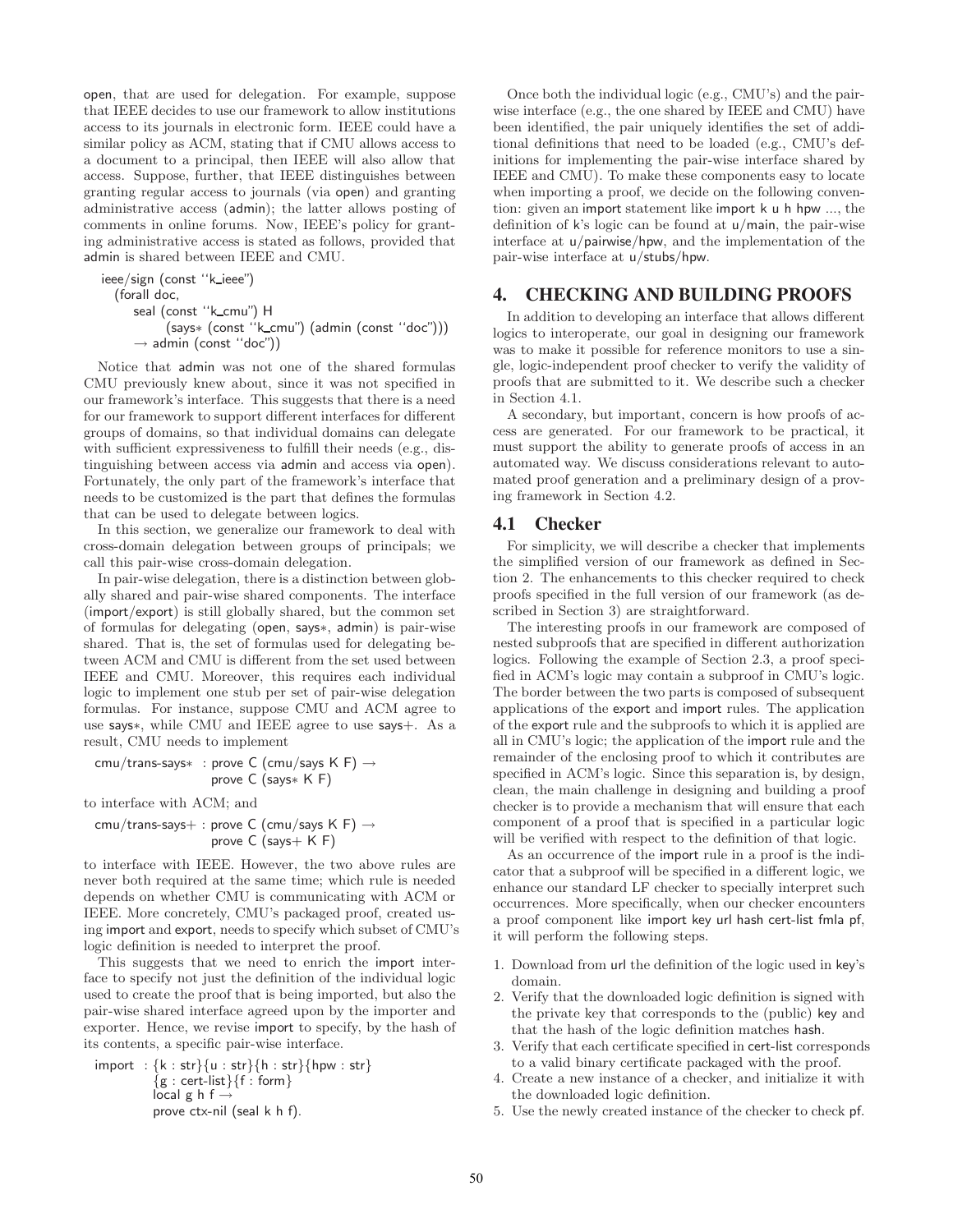open, that are used for delegation. For example, suppose that IEEE decides to use our framework to allow institutions access to its journals in electronic form. IEEE could have a similar policy as ACM, stating that if CMU allows access to a document to a principal, then IEEE will also allow that access. Suppose, further, that IEEE distinguishes between granting regular access to journals (via open) and granting administrative access (admin); the latter allows posting of comments in online forums. Now, IEEE's policy for granting administrative access is stated as follows, provided that admin is shared between IEEE and CMU.

```
ieee/sign (const ''k_ieee'')
  (forall doc,
     seal (const ''k_cmu'') H
          (says∗ (const ''k_cmu'') (admin (const ''doc'')))
     → admin (const ''doc''))
```

Notice that admin was not one of the shared formulas CMU previously knew about, since it was not specified in our framework's interface. This suggests that there is a need for our framework to support different interfaces for different groups of domains, so that individual domains can delegate with sufficient expressiveness to fulfill their needs (e.g., distinguishing between access via admin and access via open). Fortunately, the only part of the framework's interface that needs to be customized is the part that defines the formulas that can be used to delegate between logics.

In this section, we generalize our framework to deal with cross-domain delegation between groups of principals; we call this pair-wise cross-domain delegation.

In pair-wise delegation, there is a distinction between globally shared and pair-wise shared components. The interface (import/export) is still globally shared, but the common set of formulas for delegating (open, says∗, admin) is pair-wise shared. That is, the set of formulas used for delegating between ACM and CMU is different from the set used between IEEE and CMU. Moreover, this requires each individual logic to implement one stub per set of pair-wise delegation formulas. For instance, suppose CMU and ACM agree to use says∗, while CMU and IEEE agree to use says+. As a result, CMU needs to implement

```
cmu/trans-says∗ : prove C (cmu/says K F) →
                  prove C (says∗ K F)
```

to interface with ACM; and

```
cmu/trans-says+ : prove C (cmu/says K F) →
                  prove C (says+ K F)
```

to interface with IEEE. However, the two above rules are never both required at the same time; which rule is needed depends on whether CMU is communicating with ACM or IEEE. More concretely, CMU's packaged proof, created using import and export, needs to specify which subset of CMU's logic definition is needed to interpret the proof.

This suggests that we need to enrich the import interface to specify not just the definition of the individual logic used to create the proof that is being imported, but also the pair-wise shared interface agreed upon by the importer and exporter. Hence, we revise import to specify, by the hash of its contents, a specific pair-wise interface.

```
import : {k : str}{u : str}{h : str}{hpw : str}
         {g : cert-list}{f : form}
         local g h f →
         prove ctx-nil (seal k h f).
```

Once both the individual logic (e.g., CMU's) and the pair-wise interface (e.g., the one shared by IEEE and CMU) have been identified, the pair uniquely identifies the set of additional definitions that need to be loaded (e.g., CMU's definitions for implementing the pair-wise interface shared by IEEE and CMU). To make these components easy to locate when importing a proof, we decide on the following convention: given an import statement like import k u h hpw ..., the definition of k's logic can be found at u/main, the pair-wise interface at u/pairwise/hpw, and the implementation of the pair-wise interface at u/stubs/hpw.

## 4. CHECKING AND BUILDING PROOFS

In addition to developing an interface that allows different logics to interoperate, our goal in designing our framework was to make it possible for reference monitors to use a single, logic-independent proof checker to verify the validity of proofs that are submitted to it. We describe such a checker in Section 4.1.

A secondary, but important, concern is how proofs of access are generated. For our framework to be practical, it must support the ability to generate proofs of access in an automated way. We discuss considerations relevant to automated proof generation and a preliminary design of a proving framework in Section 4.2.

### 4.1 Checker

For simplicity, we will describe a checker that implements the simplified version of our framework as defined in Section 2. The enhancements to this checker required to check proofs specified in the full version of our framework (as described in Section 3) are straightforward.

The interesting proofs in our framework are composed of nested subproofs that are specified in different authorization logics. Following the example of Section 2.3, a proof specified in ACM's logic may contain a subproof in CMU's logic. The border between the two parts is composed of subsequent applications of the export and import rules. The application of the export rule and the subproofs to which it is applied are all in CMU's logic; the application of the import rule and the remainder of the enclosing proof to which it contributes are specified in ACM's logic. Since this separation is, by design, clean, the main challenge in designing and building a proof checker is to provide a mechanism that will ensure that each component of a proof that is specified in a particular logic will be verified with respect to the definition of that logic.

As an occurrence of the import rule in a proof is the indicator that a subproof will be specified in a different logic, we enhance our standard LF checker to specially interpret such occurrences. More specifically, when our checker encounters a proof component like import key url hash cert-list fmla pf, it will perform the following steps.

1. Download from url the definition of the logic used in key's domain.
2. Verify that the downloaded logic definition is signed with the private key that corresponds to the (public) key and that the hash of the logic definition matches hash.
3. Verify that each certificate specified in cert-list corresponds to a valid binary certificate packaged with the proof.
4. Create a new instance of a checker, and initialize it with the downloaded logic definition.
5. Use the newly created instance of the checker to check pf.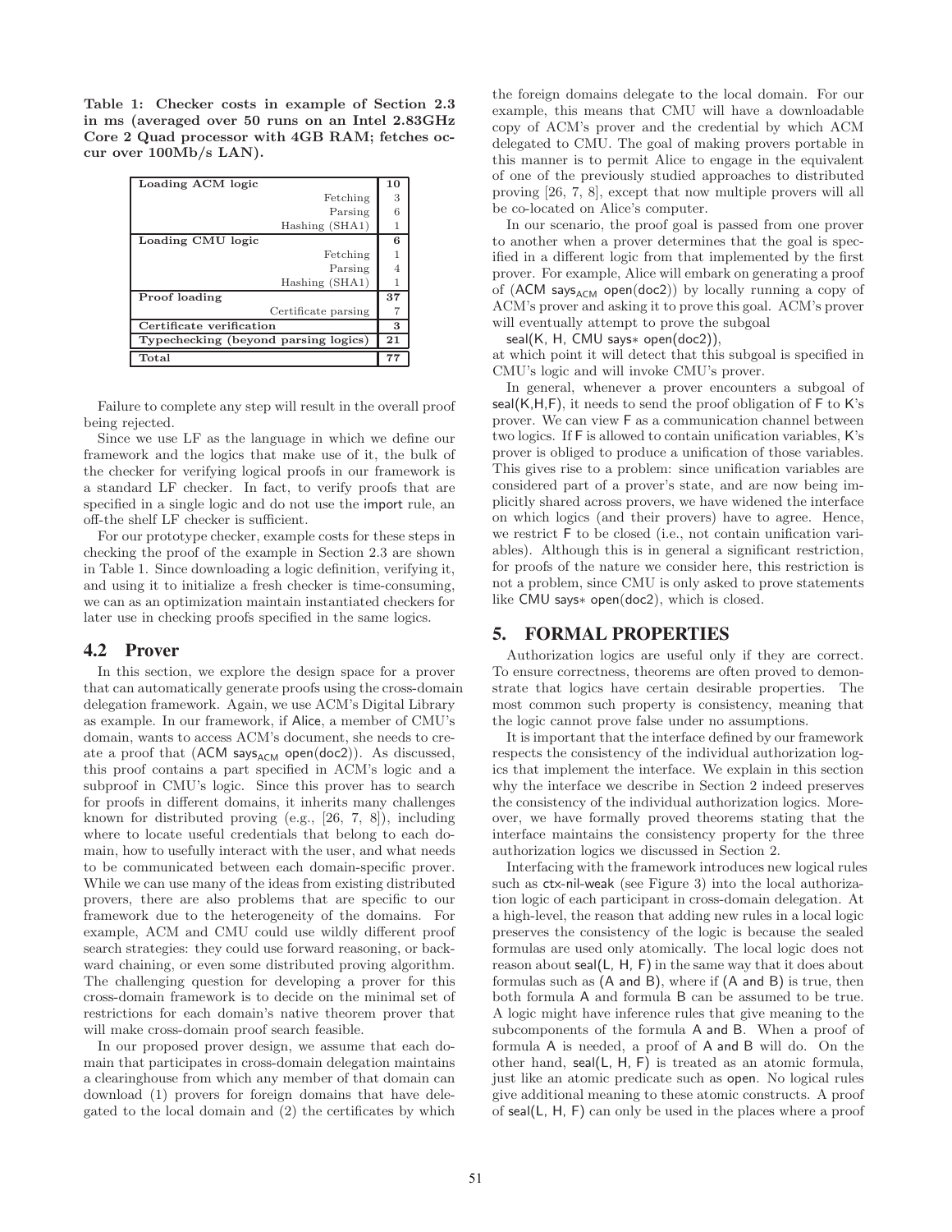**Table 1: Checker costs in example of Section 2.3 in ms (averaged over 50 runs on an Intel 2.83GHz Core 2 Quad processor with 4GB RAM; fetches occur over 100Mb/s LAN).**

| Step | ms |
|---|---|
| **Loading ACM logic** | **10** |
| Fetching | 3 |
| Parsing | 6 |
| Hashing (SHA1) | 1 |
| **Loading CMU logic** | **6** |
| Fetching | 1 |
| Parsing | 4 |
| Hashing (SHA1) | 1 |
| **Proof loading** | **37** |
| Certificate parsing | 7 |
| **Certificate verification** | **3** |
| **Typechecking (beyond parsing logics)** | **21** |
| **Total** | **77** |

Failure to complete any step will result in the overall proof being rejected.

Since we use LF as the language in which we define our framework and the logics that make use of it, the bulk of the checker for verifying logical proofs in our framework is a standard LF checker. In fact, to verify proofs that are specified in a single logic and do not use the import rule, an off-the shelf LF checker is sufficient.

For our prototype checker, example costs for these steps in checking the proof of the example in Section 2.3 are shown in Table 1. Since downloading a logic definition, verifying it, and using it to initialize a fresh checker is time-consuming, we can as an optimization maintain instantiated checkers for later use in checking proofs specified in the same logics.

## 4.2 Prover

In this section, we explore the design space for a prover that can automatically generate proofs using the cross-domain delegation framework. Again, we use ACM's Digital Library as example. In our framework, if Alice, a member of CMU's domain, wants to access ACM's document, she needs to create a proof that (ACM says$_{\text{ACM}}$ open(doc2)). As discussed, this proof contains a part specified in ACM's logic and a subproof in CMU's logic. Since this prover has to search for proofs in different domains, it inherits many challenges known for distributed proving (e.g., [26, 7, 8]), including where to locate useful credentials that belong to each domain, how to usefully interact with the user, and what needs to be communicated between each domain-specific prover. While we can use many of the ideas from existing distributed provers, there are also problems that are specific to our framework due to the heterogeneity of the domains. For example, ACM and CMU could use wildly different proof search strategies: they could use forward reasoning, or backward chaining, or even some distributed proving algorithm. The challenging question for developing a prover for this cross-domain framework is to decide on the minimal set of restrictions for each domain's native theorem prover that will make cross-domain proof search feasible.

In our proposed prover design, we assume that each domain that participates in cross-domain delegation maintains a clearinghouse from which any member of that domain can download (1) provers for foreign domains that have delegated to the local domain and (2) the certificates by which the foreign domains delegate to the local domain. For our example, this means that CMU will have a downloadable copy of ACM's prover and the credential by which ACM delegated to CMU. The goal of making provers portable in this manner is to permit Alice to engage in the equivalent of one of the previously studied approaches to distributed proving [26, 7, 8], except that now multiple provers will all be co-located on Alice's computer.

In our scenario, the proof goal is passed from one prover to another when a prover determines that the goal is specified in a different logic from that implemented by the first prover. For example, Alice will embark on generating a proof of (ACM says$_{\text{ACM}}$ open(doc2)) by locally running a copy of ACM's prover and asking it to prove this goal. ACM's prover will eventually attempt to prove the subgoal

seal(K, H, CMU says∗ open(doc2)),

at which point it will detect that this subgoal is specified in CMU's logic and will invoke CMU's prover.

In general, whenever a prover encounters a subgoal of seal(K,H,F), it needs to send the proof obligation of F to K's prover. We can view F as a communication channel between two logics. If F is allowed to contain unification variables, K's prover is obliged to produce a unification of those variables. This gives rise to a problem: since unification variables are considered part of a prover's state, and are now being implicitly shared across provers, we have widened the interface on which logics (and their provers) have to agree. Hence, we restrict F to be closed (i.e., not contain unification variables). Although this is in general a significant restriction, for proofs of the nature we consider here, this restriction is not a problem, since CMU is only asked to prove statements like CMU says∗ open(doc2), which is closed.

# 5. FORMAL PROPERTIES

Authorization logics are useful only if they are correct. To ensure correctness, theorems are often proved to demonstrate that logics have certain desirable properties. The most common such property is consistency, meaning that the logic cannot prove false under no assumptions.

It is important that the interface defined by our framework respects the consistency of the individual authorization logics that implement the interface. We explain in this section why the interface we describe in Section 2 indeed preserves the consistency of the individual authorization logics. Moreover, we have formally proved theorems stating that the interface maintains the consistency property for the three authorization logics we discussed in Section 2.

Interfacing with the framework introduces new logical rules such as ctx-nil-weak (see Figure 3) into the local authorization logic of each participant in cross-domain delegation. At a high-level, the reason that adding new rules in a local logic preserves the consistency of the logic is because the sealed formulas are used only atomically. The local logic does not reason about seal(L, H, F) in the same way that it does about formulas such as (A and B), where if (A and B) is true, then both formula A and formula B can be assumed to be true. A logic might have inference rules that give meaning to the subcomponents of the formula A and B. When a proof of formula A is needed, a proof of A and B will do. On the other hand, seal(L, H, F) is treated as an atomic formula, just like an atomic predicate such as open. No logical rules give additional meaning to these atomic constructs. A proof of seal(L, H, F) can only be used in the places where a proof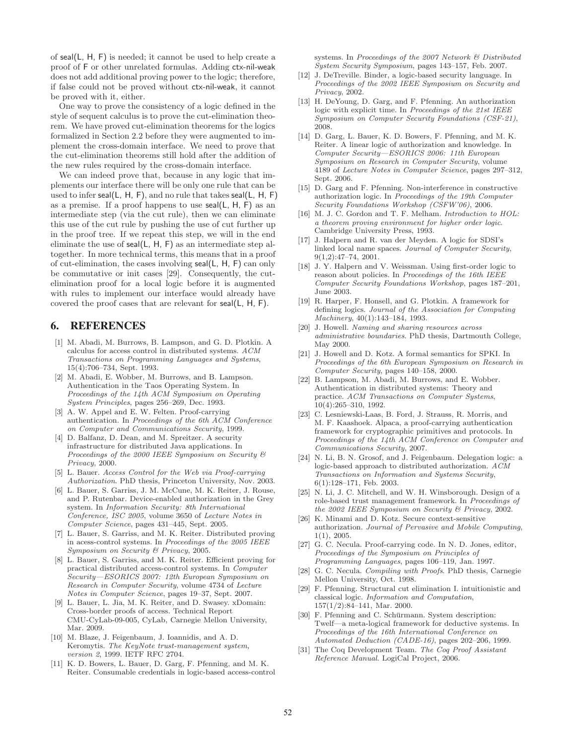of seal(L, H, F) is needed; it cannot be used to help create a proof of F or other unrelated formulas. Adding ctx-nil-weak does not add additional proving power to the logic; therefore, if false could not be proved without ctx-nil-weak, it cannot be proved with it, either.

One way to prove the consistency of a logic defined in the style of sequent calculus is to prove the cut-elimination theorem. We have proved cut-elimination theorems for the logics formalized in Section 2.2 before they were augmented to implement the cross-domain interface. We need to prove that the cut-elimination theorems still hold after the addition of the new rules required by the cross-domain interface.

We can indeed prove that, because in any logic that implements our interface there will be only one rule that can be used to infer seal(L, H, F), and no rule that takes seal(L, H, F) as a premise. If a proof happens to use seal(L, H, F) as an intermediate step (via the cut rule), then we can eliminate this use of the cut rule by pushing the use of cut further up in the proof tree. If we repeat this step, we will in the end eliminate the use of seal(L, H, F) as an intermediate step altogether. In more technical terms, this means that in a proof of cut-elimination, the cases involving seal(L, H, F) can only be commutative or init cases [29]. Consequently, the cut-elimination proof for a local logic before it is augmented with rules to implement our interface would already have covered the proof cases that are relevant for seal(L, H, F).

## 6. REFERENCES

[1] M. Abadi, M. Burrows, B. Lampson, and G. D. Plotkin. A calculus for access control in distributed systems. *ACM Transactions on Programming Languages and Systems*, 15(4):706–734, Sept. 1993.

[2] M. Abadi, E. Wobber, M. Burrows, and B. Lampson. Authentication in the Taos Operating System. In *Proceedings of the 14th ACM Symposium on Operating System Principles*, pages 256–269, Dec. 1993.

[3] A. W. Appel and E. W. Felten. Proof-carrying authentication. In *Proceedings of the 6th ACM Conference on Computer and Communications Security*, 1999.

[4] D. Balfanz, D. Dean, and M. Spreitzer. A security infrastructure for distributed Java applications. In *Proceedings of the 2000 IEEE Symposium on Security & Privacy*, 2000.

[5] L. Bauer. *Access Control for the Web via Proof-carrying Authorization*. PhD thesis, Princeton University, Nov. 2003.

[6] L. Bauer, S. Garriss, J. M. McCune, M. K. Reiter, J. Rouse, and P. Rutenbar. Device-enabled authorization in the Grey system. In *Information Security: 8th International Conference, ISC 2005*, volume 3650 of *Lecture Notes in Computer Science*, pages 431–445, Sept. 2005.

[7] L. Bauer, S. Garriss, and M. K. Reiter. Distributed proving in acess-control systems. In *Proceedings of the 2005 IEEE Symposium on Security & Privacy*, 2005.

[8] L. Bauer, S. Garriss, and M. K. Reiter. Efficient proving for practical distributed access-control systems. In *Computer Security—ESORICS 2007: 12th European Symposium on Research in Computer Security*, volume 4734 of *Lecture Notes in Computer Science*, pages 19–37, Sept. 2007.

[9] L. Bauer, L. Jia, M. K. Reiter, and D. Swasey. xDomain: Cross-border proofs of access. Technical Report CMU-CyLab-09-005, CyLab, Carnegie Mellon University, Mar. 2009.

[10] M. Blaze, J. Feigenbaum, J. Ioannidis, and A. D. Keromytis. *The KeyNote trust-management system, version 2*, 1999. IETF RFC 2704.

[11] K. D. Bowers, L. Bauer, D. Garg, F. Pfenning, and M. K. Reiter. Consumable credentials in logic-based access-control systems. In *Proceedings of the 2007 Network & Distributed System Security Symposium*, pages 143–157, Feb. 2007.

[12] J. DeTreville. Binder, a logic-based security language. In *Proceedings of the 2002 IEEE Symposium on Security and Privacy*, 2002.

[13] H. DeYoung, D. Garg, and F. Pfenning. An authorization logic with explicit time. In *Proceedings of the 21st IEEE Symposium on Computer Security Foundations (CSF-21)*, 2008.

[14] D. Garg, L. Bauer, K. D. Bowers, F. Pfenning, and M. K. Reiter. A linear logic of authorization and knowledge. In *Computer Security—ESORICS 2006: 11th European Symposium on Research in Computer Security*, volume 4189 of *Lecture Notes in Computer Science*, pages 297–312, Sept. 2006.

[15] D. Garg and F. Pfenning. Non-interference in constructive authorization logic. In *Proceedings of the 19th Computer Security Foundations Workshop (CSFW'06)*, 2006.

[16] M. J. C. Gordon and T. F. Melham. *Introduction to HOL: a theorem proving environment for higher order logic*. Cambridge University Press, 1993.

[17] J. Halpern and R. van der Meyden. A logic for SDSI's linked local name spaces. *Journal of Computer Security*, 9(1,2):47–74, 2001.

[18] J. Y. Halpern and V. Weissman. Using first-order logic to reason about policies. In *Proceedings of the 16th IEEE Computer Security Foundations Workshop*, pages 187–201, June 2003.

[19] R. Harper, F. Honsell, and G. Plotkin. A framework for defining logics. *Journal of the Association for Computing Machinery*, 40(1):143–184, 1993.

[20] J. Howell. *Naming and sharing resources across administrative boundaries*. PhD thesis, Dartmouth College, May 2000.

[21] J. Howell and D. Kotz. A formal semantics for SPKI. In *Proceedings of the 6th European Symposium on Research in Computer Security*, pages 140–158, 2000.

[22] B. Lampson, M. Abadi, M. Burrows, and E. Wobber. Authentication in distributed systems: Theory and practice. *ACM Transactions on Computer Systems*, 10(4):265–310, 1992.

[23] C. Lesniewski-Laas, B. Ford, J. Strauss, R. Morris, and M. F. Kaashoek. Alpaca, a proof-carrying authentication framework for cryptographic primitives and protocols. In *Proceedings of the 14th ACM Conference on Computer and Communications Security*, 2007.

[24] N. Li, B. N. Grosof, and J. Feigenbaum. Delegation logic: a logic-based approach to distributed authorization. *ACM Transactions on Information and Systems Security*, 6(1):128–171, Feb. 2003.

[25] N. Li, J. C. Mitchell, and W. H. Winsborough. Design of a role-based trust management framework. In *Proceedings of the 2002 IEEE Symposium on Security & Privacy*, 2002.

[26] K. Minami and D. Kotz. Secure context-sensitive authorization. *Journal of Pervasive and Mobile Computing*, 1(1), 2005.

[27] G. C. Necula. Proof-carrying code. In N. D. Jones, editor, *Proceedings of the Symposium on Principles of Programming Languages*, pages 106–119, Jan. 1997.

[28] G. C. Necula. *Compiling with Proofs*. PhD thesis, Carnegie Mellon University, Oct. 1998.

[29] F. Pfenning. Structural cut elimination I. intuitionistic and classical logic. *Information and Computation*, 157(1/2):84–141, Mar. 2000.

[30] F. Pfenning and C. Schürmann. System description: Twelf—a meta-logical framework for deductive systems. In *Proceedings of the 16th International Conference on Automated Deduction (CADE-16)*, pages 202–206, 1999.

[31] The Coq Development Team. *The Coq Proof Assistant Reference Manual*. LogiCal Project, 2006.